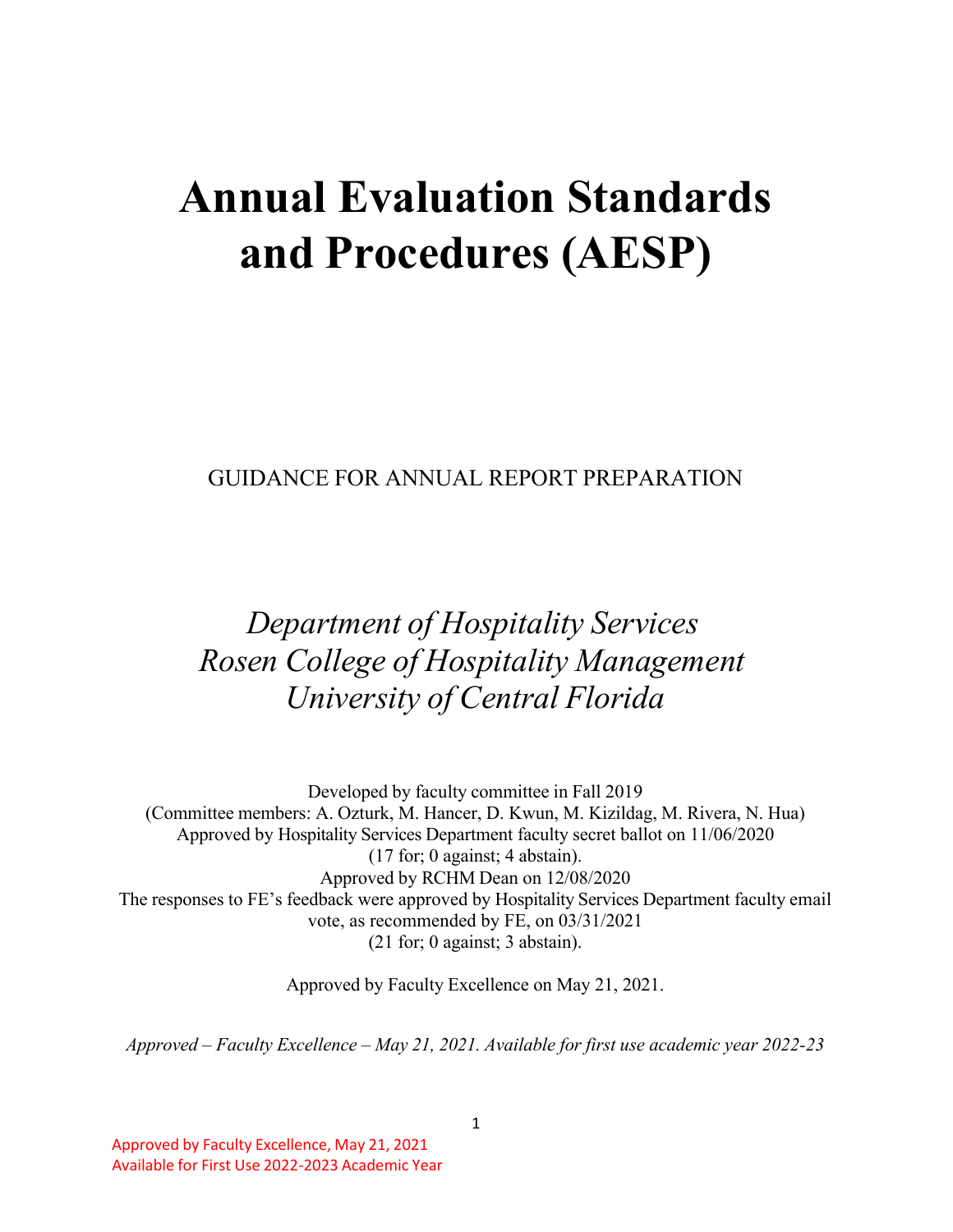# Annual Evaluation Standards and Procedures (AESP)

GUIDANCE FOR ANNUAL REPORT PREPARATION

*Department of Hospitality Services*
*Rosen College of Hospitality Management*
*University of Central Florida*

Developed by faculty committee in Fall 2019
(Committee members: A. Ozturk, M. Hancer, D. Kwun, M. Kizildag, M. Rivera, N. Hua)
Approved by Hospitality Services Department faculty secret ballot on 11/06/2020
(17 for; 0 against; 4 abstain).
Approved by RCHM Dean on 12/08/2020
The responses to FE's feedback were approved by Hospitality Services Department faculty email vote, as recommended by FE, on 03/31/2021
(21 for; 0 against; 3 abstain).

Approved by Faculty Excellence on May 21, 2021.

*Approved – Faculty Excellence – May 21, 2021. Available for first use academic year 2022-23*

Approved by Faculty Excellence, May 21, 2021
Available for First Use 2022-2023 Academic Year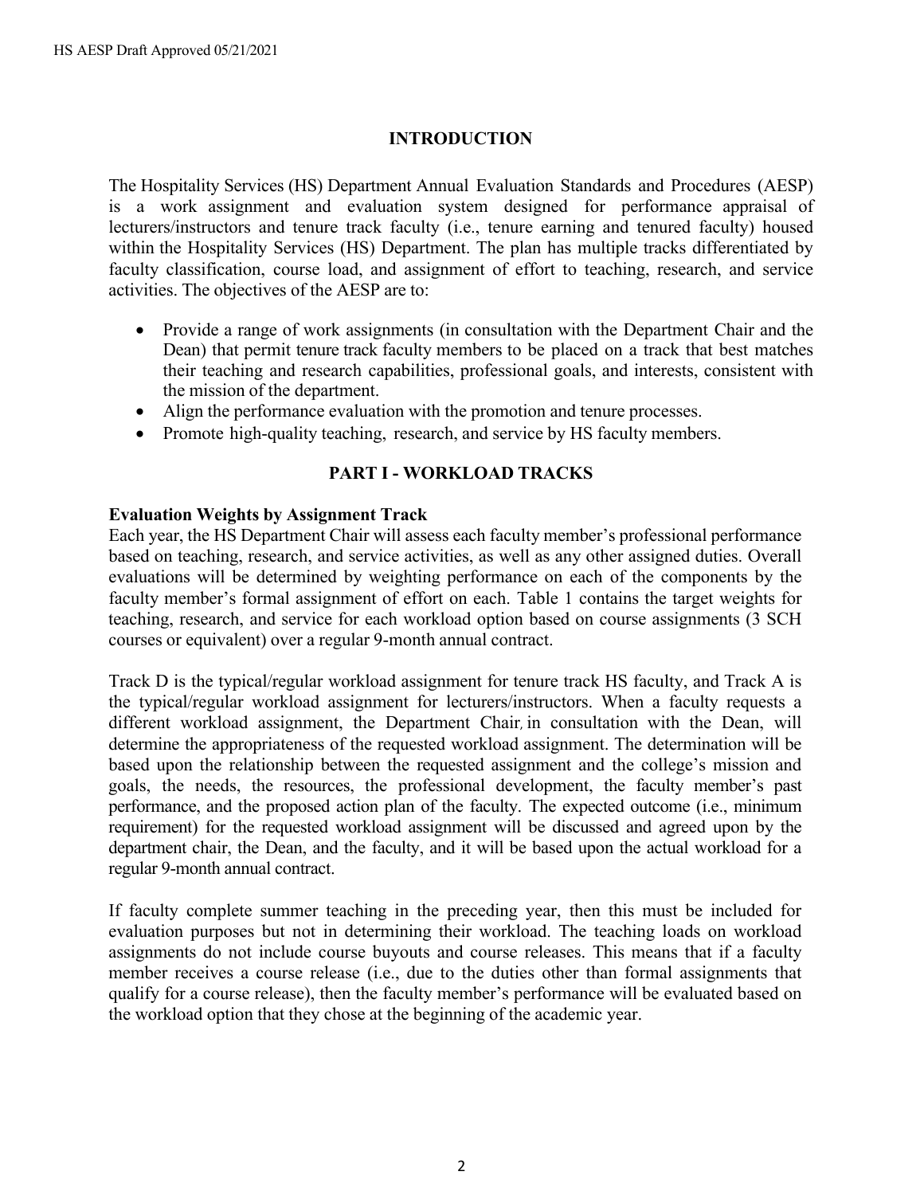## INTRODUCTION

The Hospitality Services (HS) Department Annual Evaluation Standards and Procedures (AESP) is a work assignment and evaluation system designed for performance appraisal of lecturers/instructors and tenure track faculty (i.e., tenure earning and tenured faculty) housed within the Hospitality Services (HS) Department. The plan has multiple tracks differentiated by faculty classification, course load, and assignment of effort to teaching, research, and service activities. The objectives of the AESP are to:

- Provide a range of work assignments (in consultation with the Department Chair and the Dean) that permit tenure track faculty members to be placed on a track that best matches their teaching and research capabilities, professional goals, and interests, consistent with the mission of the department.
- Align the performance evaluation with the promotion and tenure processes.
- Promote high-quality teaching, research, and service by HS faculty members.

## PART I - WORKLOAD TRACKS

**Evaluation Weights by Assignment Track**

Each year, the HS Department Chair will assess each faculty member's professional performance based on teaching, research, and service activities, as well as any other assigned duties. Overall evaluations will be determined by weighting performance on each of the components by the faculty member's formal assignment of effort on each. Table 1 contains the target weights for teaching, research, and service for each workload option based on course assignments (3 SCH courses or equivalent) over a regular 9-month annual contract.

Track D is the typical/regular workload assignment for tenure track HS faculty, and Track A is the typical/regular workload assignment for lecturers/instructors. When a faculty requests a different workload assignment, the Department Chair, in consultation with the Dean, will determine the appropriateness of the requested workload assignment. The determination will be based upon the relationship between the requested assignment and the college's mission and goals, the needs, the resources, the professional development, the faculty member's past performance, and the proposed action plan of the faculty. The expected outcome (i.e., minimum requirement) for the requested workload assignment will be discussed and agreed upon by the department chair, the Dean, and the faculty, and it will be based upon the actual workload for a regular 9-month annual contract.

If faculty complete summer teaching in the preceding year, then this must be included for evaluation purposes but not in determining their workload. The teaching loads on workload assignments do not include course buyouts and course releases. This means that if a faculty member receives a course release (i.e., due to the duties other than formal assignments that qualify for a course release), then the faculty member's performance will be evaluated based on the workload option that they chose at the beginning of the academic year.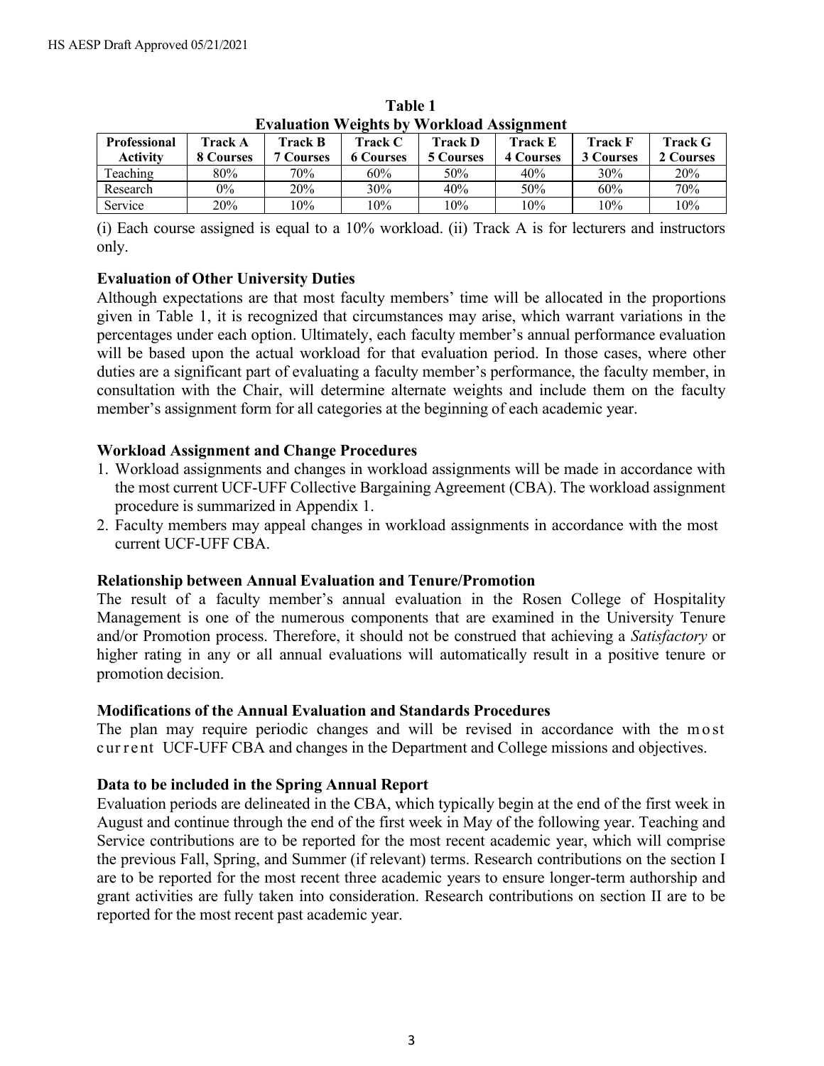**Table 1**
**Evaluation Weights by Workload Assignment**

| Professional Activity | Track A 8 Courses | Track B 7 Courses | Track C 6 Courses | Track D 5 Courses | Track E 4 Courses | Track F 3 Courses | Track G 2 Courses |
|---|---|---|---|---|---|---|---|
| Teaching | 80% | 70% | 60% | 50% | 40% | 30% | 20% |
| Research | 0% | 20% | 30% | 40% | 50% | 60% | 70% |
| Service | 20% | 10% | 10% | 10% | 10% | 10% | 10% |

(i) Each course assigned is equal to a 10% workload. (ii) Track A is for lecturers and instructors only.

### Evaluation of Other University Duties

Although expectations are that most faculty members' time will be allocated in the proportions given in Table 1, it is recognized that circumstances may arise, which warrant variations in the percentages under each option. Ultimately, each faculty member's annual performance evaluation will be based upon the actual workload for that evaluation period. In those cases, where other duties are a significant part of evaluating a faculty member's performance, the faculty member, in consultation with the Chair, will determine alternate weights and include them on the faculty member's assignment form for all categories at the beginning of each academic year.

### Workload Assignment and Change Procedures

1. Workload assignments and changes in workload assignments will be made in accordance with the most current UCF-UFF Collective Bargaining Agreement (CBA). The workload assignment procedure is summarized in Appendix 1.
2. Faculty members may appeal changes in workload assignments in accordance with the most current UCF-UFF CBA.

### Relationship between Annual Evaluation and Tenure/Promotion

The result of a faculty member's annual evaluation in the Rosen College of Hospitality Management is one of the numerous components that are examined in the University Tenure and/or Promotion process. Therefore, it should not be construed that achieving a *Satisfactory* or higher rating in any or all annual evaluations will automatically result in a positive tenure or promotion decision.

### Modifications of the Annual Evaluation and Standards Procedures

The plan may require periodic changes and will be revised in accordance with the most current UCF-UFF CBA and changes in the Department and College missions and objectives.

### Data to be included in the Spring Annual Report

Evaluation periods are delineated in the CBA, which typically begin at the end of the first week in August and continue through the end of the first week in May of the following year. Teaching and Service contributions are to be reported for the most recent academic year, which will comprise the previous Fall, Spring, and Summer (if relevant) terms. Research contributions on the section I are to be reported for the most recent three academic years to ensure longer-term authorship and grant activities are fully taken into consideration. Research contributions on section II are to be reported for the most recent past academic year.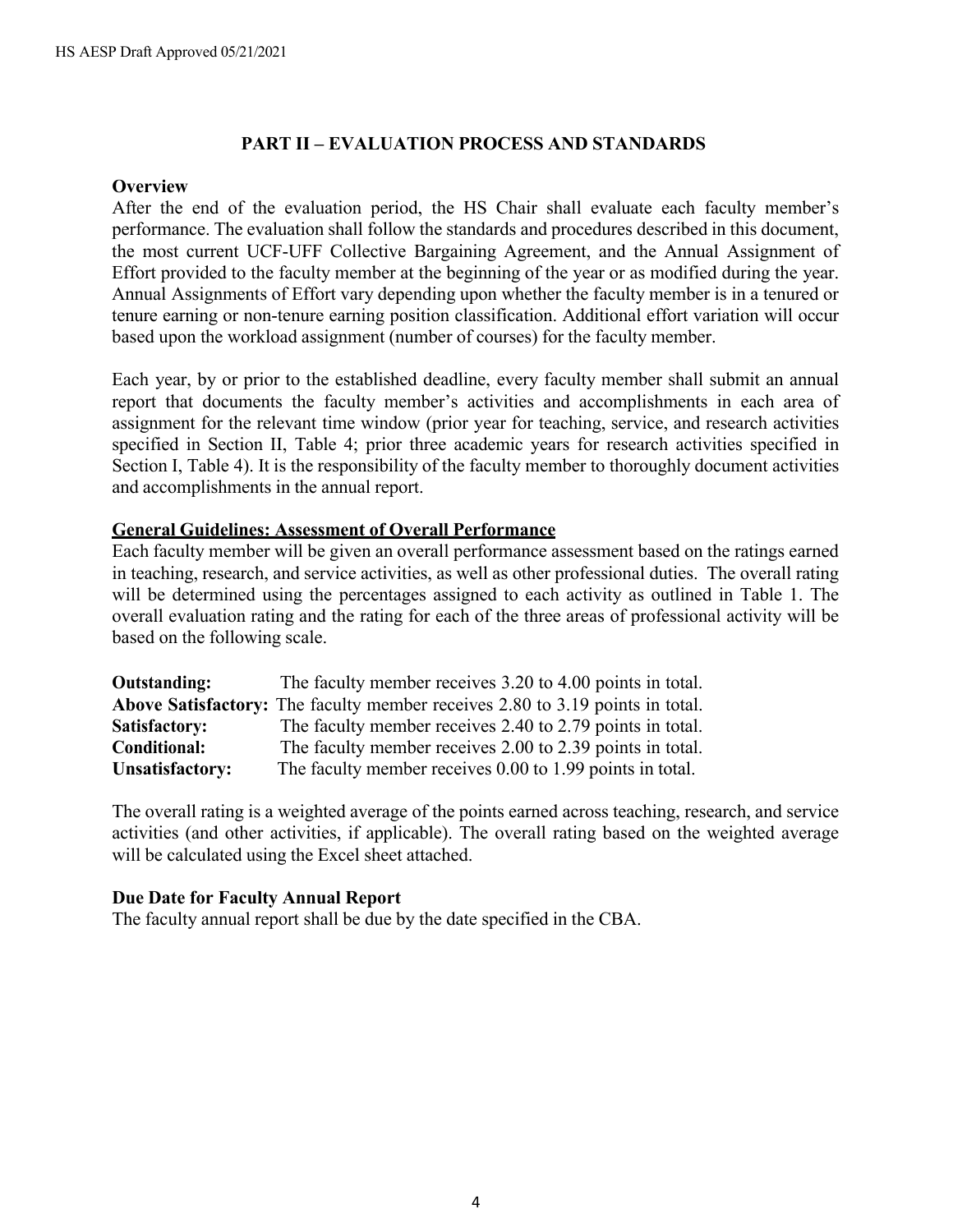## PART II – EVALUATION PROCESS AND STANDARDS

### Overview

After the end of the evaluation period, the HS Chair shall evaluate each faculty member's performance. The evaluation shall follow the standards and procedures described in this document, the most current UCF-UFF Collective Bargaining Agreement, and the Annual Assignment of Effort provided to the faculty member at the beginning of the year or as modified during the year. Annual Assignments of Effort vary depending upon whether the faculty member is in a tenured or tenure earning or non-tenure earning position classification. Additional effort variation will occur based upon the workload assignment (number of courses) for the faculty member.

Each year, by or prior to the established deadline, every faculty member shall submit an annual report that documents the faculty member's activities and accomplishments in each area of assignment for the relevant time window (prior year for teaching, service, and research activities specified in Section II, Table 4; prior three academic years for research activities specified in Section I, Table 4). It is the responsibility of the faculty member to thoroughly document activities and accomplishments in the annual report.

### General Guidelines: Assessment of Overall Performance

Each faculty member will be given an overall performance assessment based on the ratings earned in teaching, research, and service activities, as well as other professional duties. The overall rating will be determined using the percentages assigned to each activity as outlined in Table 1. The overall evaluation rating and the rating for each of the three areas of professional activity will be based on the following scale.

**Outstanding:** The faculty member receives 3.20 to 4.00 points in total.
**Above Satisfactory:** The faculty member receives 2.80 to 3.19 points in total.
**Satisfactory:** The faculty member receives 2.40 to 2.79 points in total.
**Conditional:** The faculty member receives 2.00 to 2.39 points in total.
**Unsatisfactory:** The faculty member receives 0.00 to 1.99 points in total.

The overall rating is a weighted average of the points earned across teaching, research, and service activities (and other activities, if applicable). The overall rating based on the weighted average will be calculated using the Excel sheet attached.

### Due Date for Faculty Annual Report

The faculty annual report shall be due by the date specified in the CBA.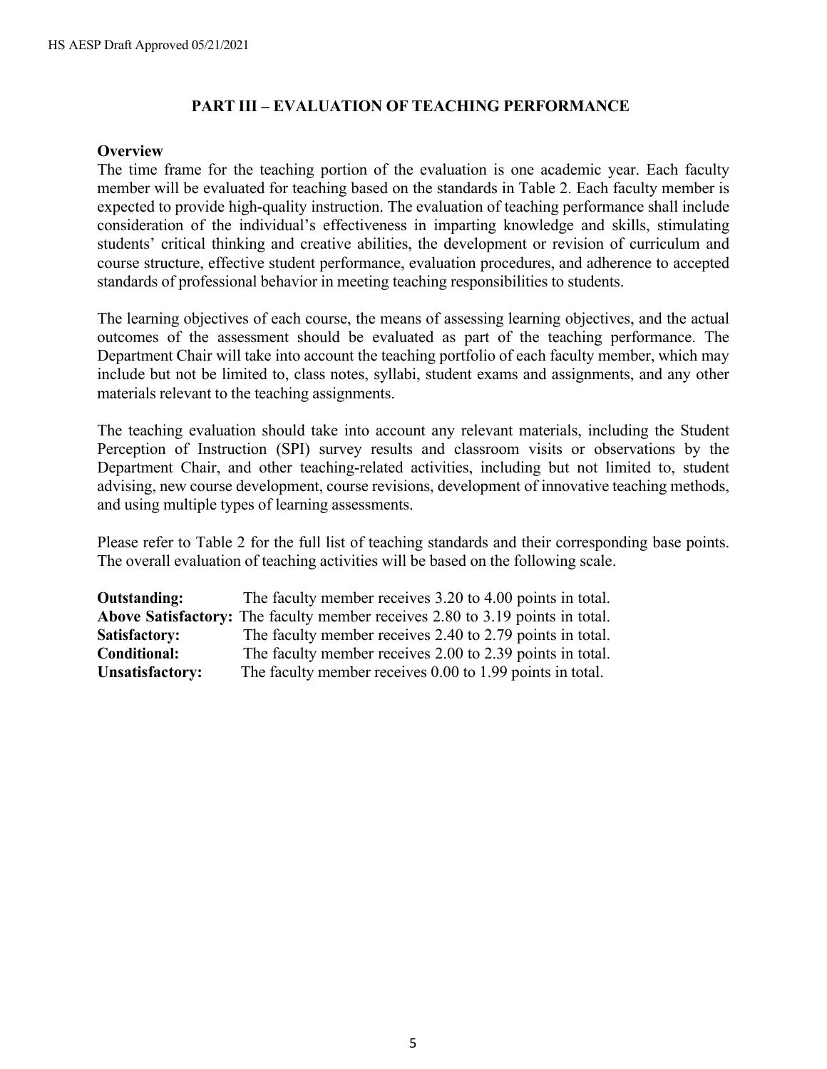## PART III – EVALUATION OF TEACHING PERFORMANCE

### Overview

The time frame for the teaching portion of the evaluation is one academic year. Each faculty member will be evaluated for teaching based on the standards in Table 2. Each faculty member is expected to provide high-quality instruction. The evaluation of teaching performance shall include consideration of the individual's effectiveness in imparting knowledge and skills, stimulating students' critical thinking and creative abilities, the development or revision of curriculum and course structure, effective student performance, evaluation procedures, and adherence to accepted standards of professional behavior in meeting teaching responsibilities to students.

The learning objectives of each course, the means of assessing learning objectives, and the actual outcomes of the assessment should be evaluated as part of the teaching performance. The Department Chair will take into account the teaching portfolio of each faculty member, which may include but not be limited to, class notes, syllabi, student exams and assignments, and any other materials relevant to the teaching assignments.

The teaching evaluation should take into account any relevant materials, including the Student Perception of Instruction (SPI) survey results and classroom visits or observations by the Department Chair, and other teaching-related activities, including but not limited to, student advising, new course development, course revisions, development of innovative teaching methods, and using multiple types of learning assessments.

Please refer to Table 2 for the full list of teaching standards and their corresponding base points. The overall evaluation of teaching activities will be based on the following scale.

**Outstanding:** The faculty member receives 3.20 to 4.00 points in total.
**Above Satisfactory:** The faculty member receives 2.80 to 3.19 points in total.
**Satisfactory:** The faculty member receives 2.40 to 2.79 points in total.
**Conditional:** The faculty member receives 2.00 to 2.39 points in total.
**Unsatisfactory:** The faculty member receives 0.00 to 1.99 points in total.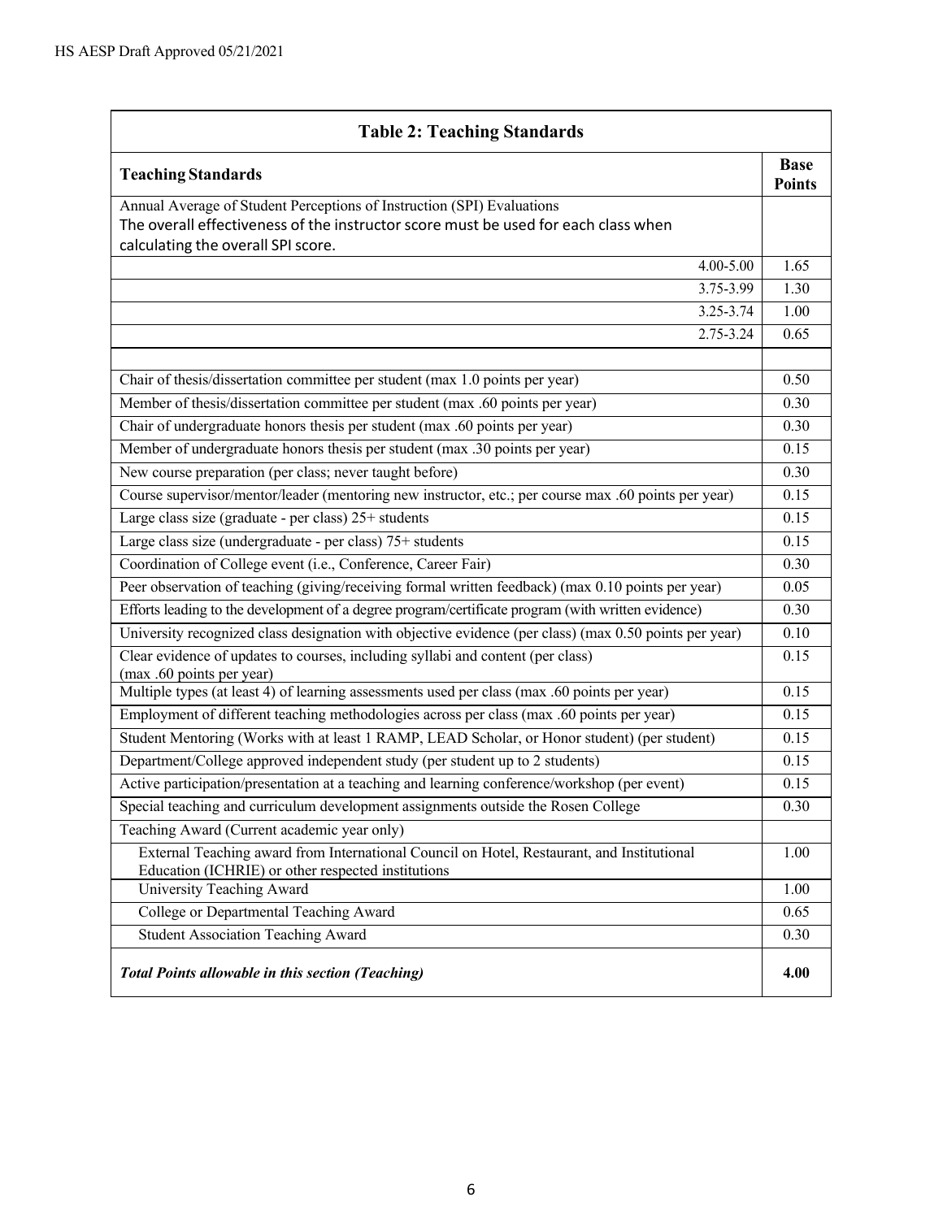| Table 2: Teaching Standards | |
|---|---|
| **Teaching Standards** | **Base Points** |
| Annual Average of Student Perceptions of Instruction (SPI) Evaluations<br>The overall effectiveness of the instructor score must be used for each class when calculating the overall SPI score. | |
| 4.00-5.00 | 1.65 |
| 3.75-3.99 | 1.30 |
| 3.25-3.74 | 1.00 |
| 2.75-3.24 | 0.65 |
| | |
| Chair of thesis/dissertation committee per student (max 1.0 points per year) | 0.50 |
| Member of thesis/dissertation committee per student (max .60 points per year) | 0.30 |
| Chair of undergraduate honors thesis per student (max .60 points per year) | 0.30 |
| Member of undergraduate honors thesis per student (max .30 points per year) | 0.15 |
| New course preparation (per class; never taught before) | 0.30 |
| Course supervisor/mentor/leader (mentoring new instructor, etc.; per course max .60 points per year) | 0.15 |
| Large class size (graduate - per class) 25+ students | 0.15 |
| Large class size (undergraduate - per class) 75+ students | 0.15 |
| Coordination of College event (i.e., Conference, Career Fair) | 0.30 |
| Peer observation of teaching (giving/receiving formal written feedback) (max 0.10 points per year) | 0.05 |
| Efforts leading to the development of a degree program/certificate program (with written evidence) | 0.30 |
| University recognized class designation with objective evidence (per class) (max 0.50 points per year) | 0.10 |
| Clear evidence of updates to courses, including syllabi and content (per class) (max .60 points per year) | 0.15 |
| Multiple types (at least 4) of learning assessments used per class (max .60 points per year) | 0.15 |
| Employment of different teaching methodologies across per class (max .60 points per year) | 0.15 |
| Student Mentoring (Works with at least 1 RAMP, LEAD Scholar, or Honor student) (per student) | 0.15 |
| Department/College approved independent study (per student up to 2 students) | 0.15 |
| Active participation/presentation at a teaching and learning conference/workshop (per event) | 0.15 |
| Special teaching and curriculum development assignments outside the Rosen College | 0.30 |
| Teaching Award (Current academic year only) | |
| External Teaching award from International Council on Hotel, Restaurant, and Institutional Education (ICHRIE) or other respected institutions | 1.00 |
| University Teaching Award | 1.00 |
| College or Departmental Teaching Award | 0.65 |
| Student Association Teaching Award | 0.30 |
| ***Total Points allowable in this section (Teaching)*** | **4.00** |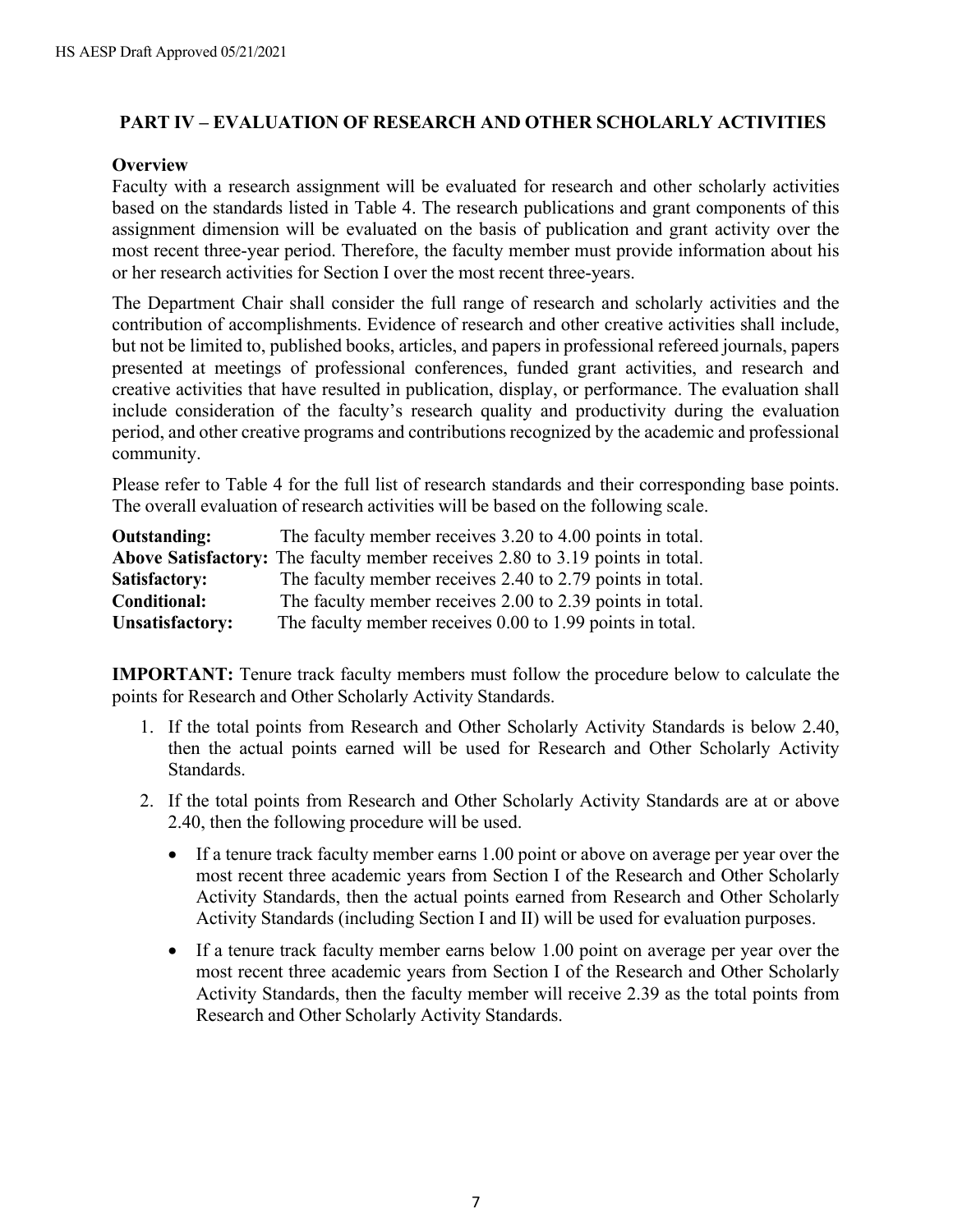## PART IV – EVALUATION OF RESEARCH AND OTHER SCHOLARLY ACTIVITIES

### Overview

Faculty with a research assignment will be evaluated for research and other scholarly activities based on the standards listed in Table 4. The research publications and grant components of this assignment dimension will be evaluated on the basis of publication and grant activity over the most recent three-year period. Therefore, the faculty member must provide information about his or her research activities for Section I over the most recent three-years.

The Department Chair shall consider the full range of research and scholarly activities and the contribution of accomplishments. Evidence of research and other creative activities shall include, but not be limited to, published books, articles, and papers in professional refereed journals, papers presented at meetings of professional conferences, funded grant activities, and research and creative activities that have resulted in publication, display, or performance. The evaluation shall include consideration of the faculty's research quality and productivity during the evaluation period, and other creative programs and contributions recognized by the academic and professional community.

Please refer to Table 4 for the full list of research standards and their corresponding base points. The overall evaluation of research activities will be based on the following scale.

**Outstanding:** The faculty member receives 3.20 to 4.00 points in total.
**Above Satisfactory:** The faculty member receives 2.80 to 3.19 points in total.
**Satisfactory:** The faculty member receives 2.40 to 2.79 points in total.
**Conditional:** The faculty member receives 2.00 to 2.39 points in total.
**Unsatisfactory:** The faculty member receives 0.00 to 1.99 points in total.

**IMPORTANT:** Tenure track faculty members must follow the procedure below to calculate the points for Research and Other Scholarly Activity Standards.

1. If the total points from Research and Other Scholarly Activity Standards is below 2.40, then the actual points earned will be used for Research and Other Scholarly Activity Standards.
2. If the total points from Research and Other Scholarly Activity Standards are at or above 2.40, then the following procedure will be used.
   - If a tenure track faculty member earns 1.00 point or above on average per year over the most recent three academic years from Section I of the Research and Other Scholarly Activity Standards, then the actual points earned from Research and Other Scholarly Activity Standards (including Section I and II) will be used for evaluation purposes.
   - If a tenure track faculty member earns below 1.00 point on average per year over the most recent three academic years from Section I of the Research and Other Scholarly Activity Standards, then the faculty member will receive 2.39 as the total points from Research and Other Scholarly Activity Standards.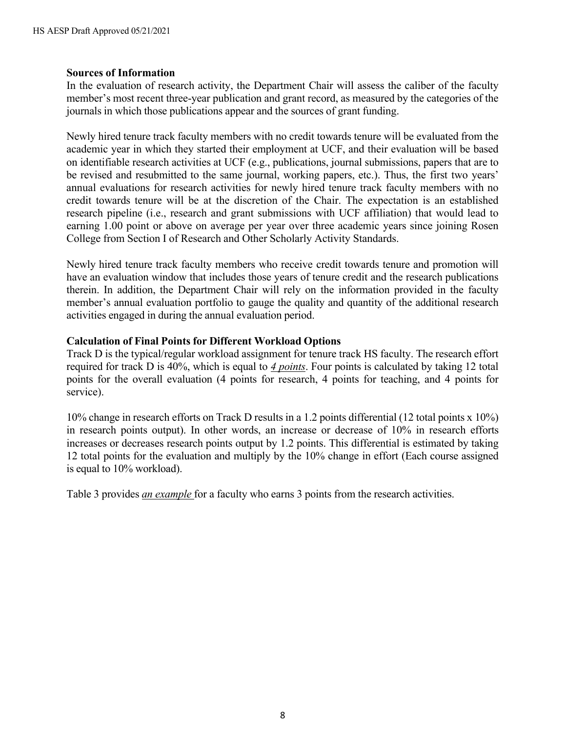**Sources of Information**

In the evaluation of research activity, the Department Chair will assess the caliber of the faculty member's most recent three-year publication and grant record, as measured by the categories of the journals in which those publications appear and the sources of grant funding.

Newly hired tenure track faculty members with no credit towards tenure will be evaluated from the academic year in which they started their employment at UCF, and their evaluation will be based on identifiable research activities at UCF (e.g., publications, journal submissions, papers that are to be revised and resubmitted to the same journal, working papers, etc.). Thus, the first two years' annual evaluations for research activities for newly hired tenure track faculty members with no credit towards tenure will be at the discretion of the Chair. The expectation is an established research pipeline (i.e., research and grant submissions with UCF affiliation) that would lead to earning 1.00 point or above on average per year over three academic years since joining Rosen College from Section I of Research and Other Scholarly Activity Standards.

Newly hired tenure track faculty members who receive credit towards tenure and promotion will have an evaluation window that includes those years of tenure credit and the research publications therein. In addition, the Department Chair will rely on the information provided in the faculty member's annual evaluation portfolio to gauge the quality and quantity of the additional research activities engaged in during the annual evaluation period.

**Calculation of Final Points for Different Workload Options**

Track D is the typical/regular workload assignment for tenure track HS faculty. The research effort required for track D is 40%, which is equal to *4 points*. Four points is calculated by taking 12 total points for the overall evaluation (4 points for research, 4 points for teaching, and 4 points for service).

10% change in research efforts on Track D results in a 1.2 points differential (12 total points x 10%) in research points output). In other words, an increase or decrease of 10% in research efforts increases or decreases research points output by 1.2 points. This differential is estimated by taking 12 total points for the evaluation and multiply by the 10% change in effort (Each course assigned is equal to 10% workload).

Table 3 provides *an example* for a faculty who earns 3 points from the research activities.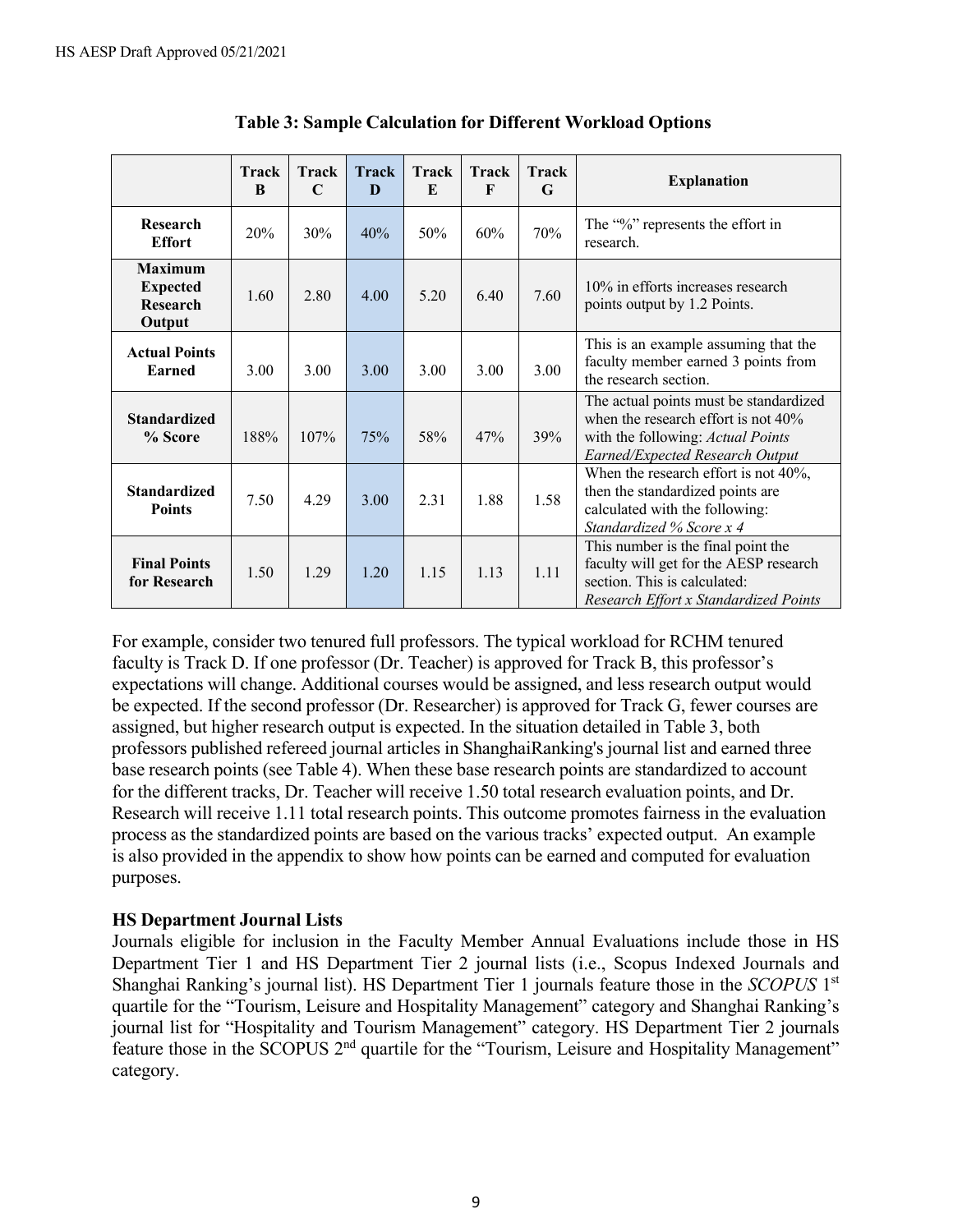**Table 3: Sample Calculation for Different Workload Options**

| | Track B | Track C | Track D | Track E | Track F | Track G | Explanation |
|---|---|---|---|---|---|---|---|
| **Research Effort** | 20% | 30% | 40% | 50% | 60% | 70% | The "%" represents the effort in research. |
| **Maximum Expected Research Output** | 1.60 | 2.80 | 4.00 | 5.20 | 6.40 | 7.60 | 10% in efforts increases research points output by 1.2 Points. |
| **Actual Points Earned** | 3.00 | 3.00 | 3.00 | 3.00 | 3.00 | 3.00 | This is an example assuming that the faculty member earned 3 points from the research section. |
| **Standardized % Score** | 188% | 107% | 75% | 58% | 47% | 39% | The actual points must be standardized when the research effort is not 40% with the following: *Actual Points Earned/Expected Research Output* |
| **Standardized Points** | 7.50 | 4.29 | 3.00 | 2.31 | 1.88 | 1.58 | When the research effort is not 40%, then the standardized points are calculated with the following: *Standardized % Score x 4* |
| **Final Points for Research** | 1.50 | 1.29 | 1.20 | 1.15 | 1.13 | 1.11 | This number is the final point the faculty will get for the AESP research section. This is calculated: *Research Effort x Standardized Points* |

For example, consider two tenured full professors. The typical workload for RCHM tenured faculty is Track D. If one professor (Dr. Teacher) is approved for Track B, this professor's expectations will change. Additional courses would be assigned, and less research output would be expected. If the second professor (Dr. Researcher) is approved for Track G, fewer courses are assigned, but higher research output is expected. In the situation detailed in Table 3, both professors published refereed journal articles in ShanghaiRanking's journal list and earned three base research points (see Table 4). When these base research points are standardized to account for the different tracks, Dr. Teacher will receive 1.50 total research evaluation points, and Dr. Research will receive 1.11 total research points. This outcome promotes fairness in the evaluation process as the standardized points are based on the various tracks' expected output. An example is also provided in the appendix to show how points can be earned and computed for evaluation purposes.

### HS Department Journal Lists

Journals eligible for inclusion in the Faculty Member Annual Evaluations include those in HS Department Tier 1 and HS Department Tier 2 journal lists (i.e., Scopus Indexed Journals and Shanghai Ranking's journal list). HS Department Tier 1 journals feature those in the *SCOPUS* 1st quartile for the "Tourism, Leisure and Hospitality Management" category and Shanghai Ranking's journal list for "Hospitality and Tourism Management" category. HS Department Tier 2 journals feature those in the SCOPUS 2nd quartile for the "Tourism, Leisure and Hospitality Management" category.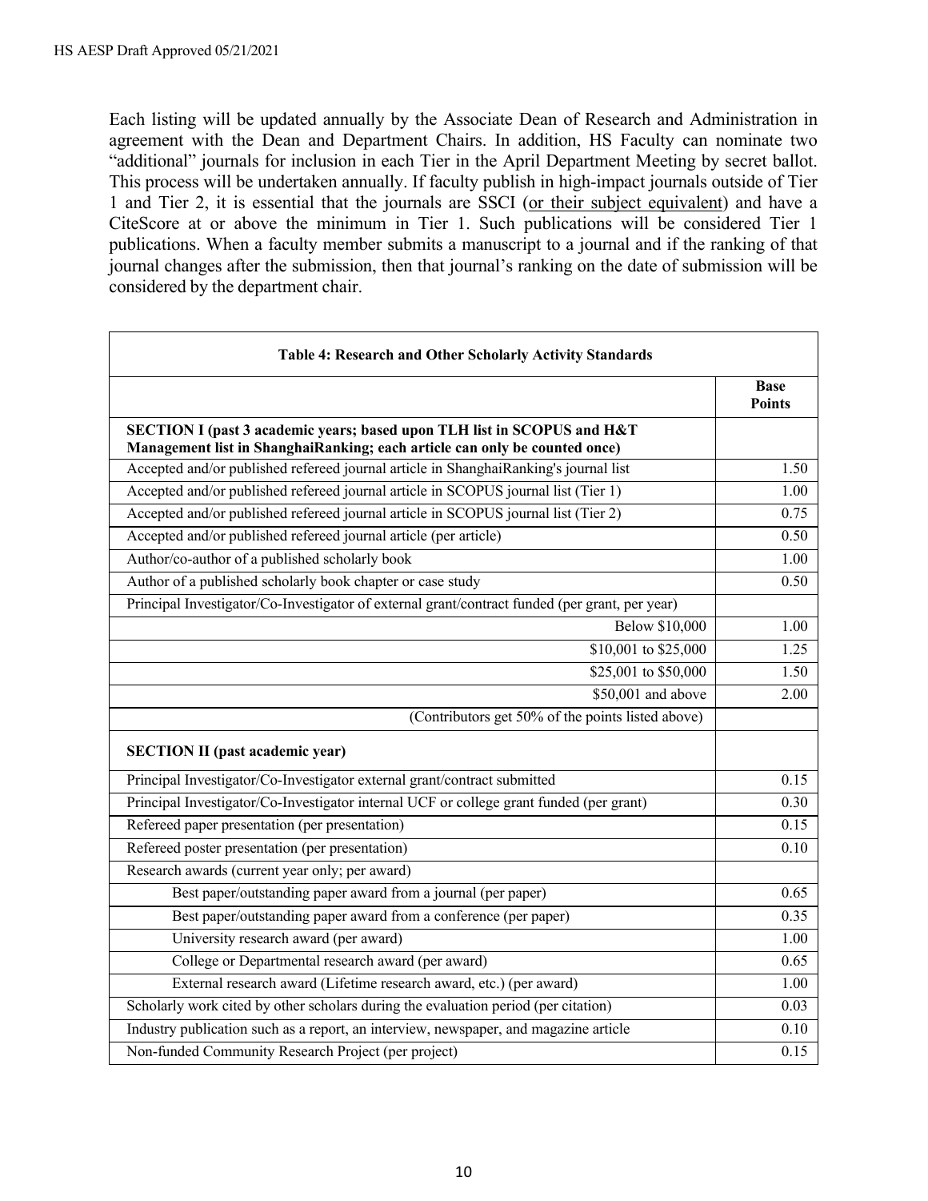Each listing will be updated annually by the Associate Dean of Research and Administration in agreement with the Dean and Department Chairs. In addition, HS Faculty can nominate two "additional" journals for inclusion in each Tier in the April Department Meeting by secret ballot. This process will be undertaken annually. If faculty publish in high-impact journals outside of Tier 1 and Tier 2, it is essential that the journals are SSCI (or their subject equivalent) and have a CiteScore at or above the minimum in Tier 1. Such publications will be considered Tier 1 publications. When a faculty member submits a manuscript to a journal and if the ranking of that journal changes after the submission, then that journal's ranking on the date of submission will be considered by the department chair.

| **Table 4: Research and Other Scholarly Activity Standards** | |
|---|---|
| | **Base Points** |
| **SECTION I (past 3 academic years; based upon TLH list in SCOPUS and H&T Management list in ShanghaiRanking; each article can only be counted once)** | |
| Accepted and/or published refereed journal article in ShanghaiRanking's journal list | 1.50 |
| Accepted and/or published refereed journal article in SCOPUS journal list (Tier 1) | 1.00 |
| Accepted and/or published refereed journal article in SCOPUS journal list (Tier 2) | 0.75 |
| Accepted and/or published refereed journal article (per article) | 0.50 |
| Author/co-author of a published scholarly book | 1.00 |
| Author of a published scholarly book chapter or case study | 0.50 |
| Principal Investigator/Co-Investigator of external grant/contract funded (per grant, per year) | |
| Below $10,000 | 1.00 |
| $10,001 to $25,000 | 1.25 |
| $25,001 to $50,000 | 1.50 |
| $50,001 and above | 2.00 |
| (Contributors get 50% of the points listed above) | |
| **SECTION II (past academic year)** | |
| Principal Investigator/Co-Investigator external grant/contract submitted | 0.15 |
| Principal Investigator/Co-Investigator internal UCF or college grant funded (per grant) | 0.30 |
| Refereed paper presentation (per presentation) | 0.15 |
| Refereed poster presentation (per presentation) | 0.10 |
| Research awards (current year only; per award) | |
| Best paper/outstanding paper award from a journal (per paper) | 0.65 |
| Best paper/outstanding paper award from a conference (per paper) | 0.35 |
| University research award (per award) | 1.00 |
| College or Departmental research award (per award) | 0.65 |
| External research award (Lifetime research award, etc.) (per award) | 1.00 |
| Scholarly work cited by other scholars during the evaluation period (per citation) | 0.03 |
| Industry publication such as a report, an interview, newspaper, and magazine article | 0.10 |
| Non-funded Community Research Project (per project) | 0.15 |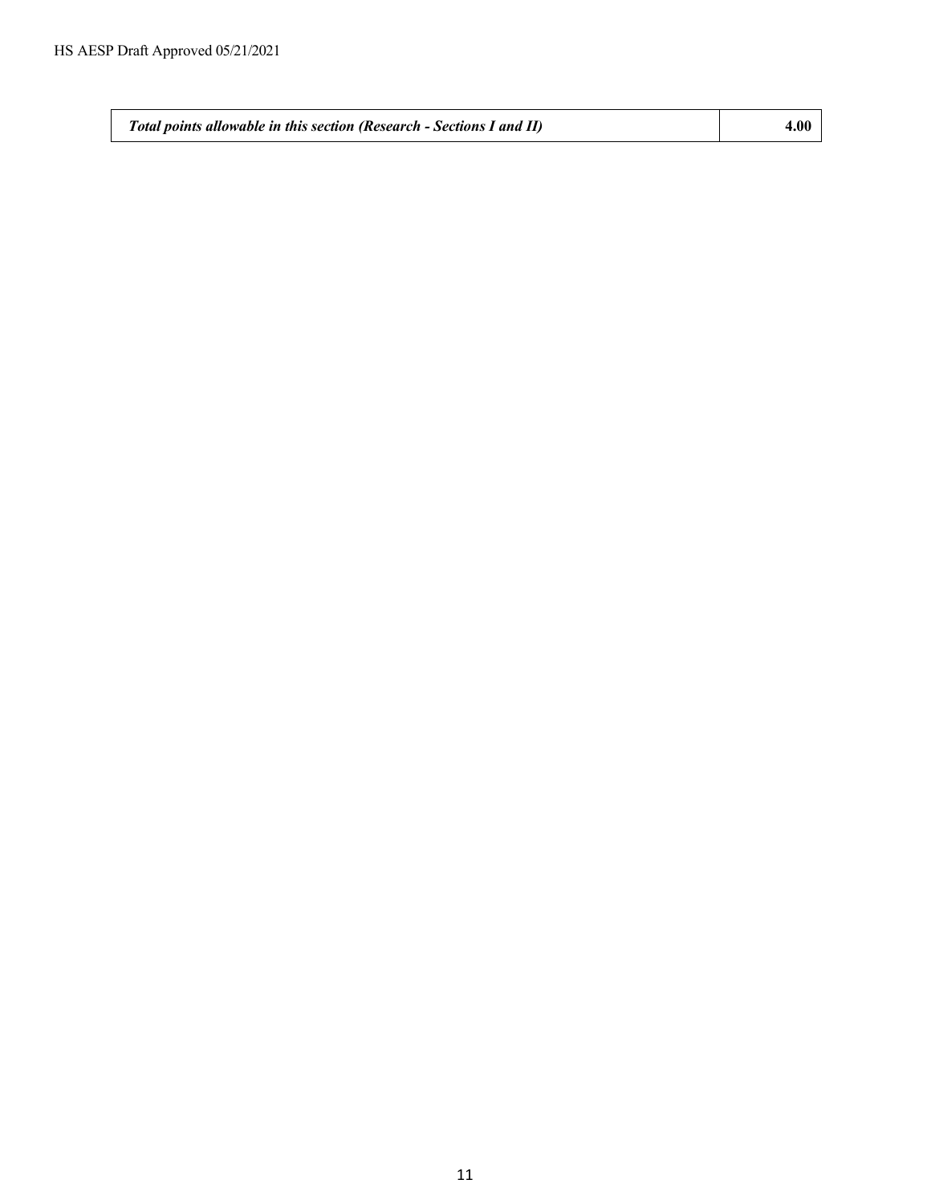| *Total points allowable in this section (Research - Sections I and II)* | **4.00** |
|---|---|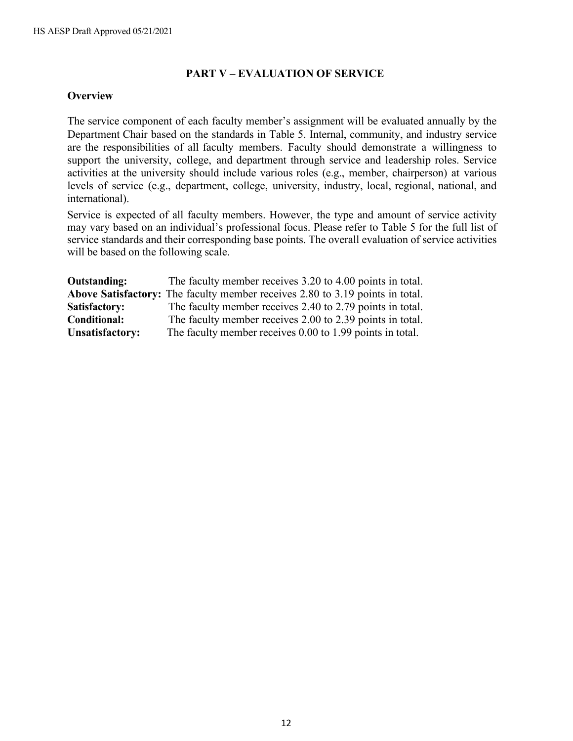## PART V – EVALUATION OF SERVICE

### Overview

The service component of each faculty member's assignment will be evaluated annually by the Department Chair based on the standards in Table 5. Internal, community, and industry service are the responsibilities of all faculty members. Faculty should demonstrate a willingness to support the university, college, and department through service and leadership roles. Service activities at the university should include various roles (e.g., member, chairperson) at various levels of service (e.g., department, college, university, industry, local, regional, national, and international).

Service is expected of all faculty members. However, the type and amount of service activity may vary based on an individual's professional focus. Please refer to Table 5 for the full list of service standards and their corresponding base points. The overall evaluation of service activities will be based on the following scale.

**Outstanding:** The faculty member receives 3.20 to 4.00 points in total.
**Above Satisfactory:** The faculty member receives 2.80 to 3.19 points in total.
**Satisfactory:** The faculty member receives 2.40 to 2.79 points in total.
**Conditional:** The faculty member receives 2.00 to 2.39 points in total.
**Unsatisfactory:** The faculty member receives 0.00 to 1.99 points in total.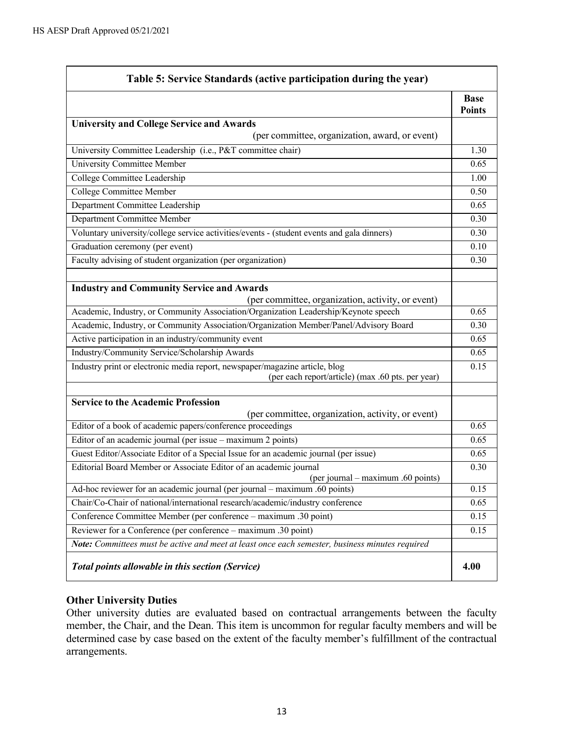| Table 5: Service Standards (active participation during the year) | |
|---|---|
| | **Base Points** |
| **University and College Service and Awards** (per committee, organization, award, or event) | |
| University Committee Leadership (i.e., P&T committee chair) | 1.30 |
| University Committee Member | 0.65 |
| College Committee Leadership | 1.00 |
| College Committee Member | 0.50 |
| Department Committee Leadership | 0.65 |
| Department Committee Member | 0.30 |
| Voluntary university/college service activities/events - (student events and gala dinners) | 0.30 |
| Graduation ceremony (per event) | 0.10 |
| Faculty advising of student organization (per organization) | 0.30 |
| | |
| **Industry and Community Service and Awards** (per committee, organization, activity, or event) | |
| Academic, Industry, or Community Association/Organization Leadership/Keynote speech | 0.65 |
| Academic, Industry, or Community Association/Organization Member/Panel/Advisory Board | 0.30 |
| Active participation in an industry/community event | 0.65 |
| Industry/Community Service/Scholarship Awards | 0.65 |
| Industry print or electronic media report, newspaper/magazine article, blog (per each report/article) (max .60 pts. per year) | 0.15 |
| | |
| **Service to the Academic Profession** (per committee, organization, activity, or event) | |
| Editor of a book of academic papers/conference proceedings | 0.65 |
| Editor of an academic journal (per issue – maximum 2 points) | 0.65 |
| Guest Editor/Associate Editor of a Special Issue for an academic journal (per issue) | 0.65 |
| Editorial Board Member or Associate Editor of an academic journal (per journal – maximum .60 points) | 0.30 |
| Ad-hoc reviewer for an academic journal (per journal – maximum .60 points) | 0.15 |
| Chair/Co-Chair of national/international research/academic/industry conference | 0.65 |
| Conference Committee Member (per conference – maximum .30 point) | 0.15 |
| Reviewer for a Conference (per conference – maximum .30 point) | 0.15 |
| ***Note:*** *Committees must be active and meet at least once each semester, business minutes required* | |
| ***Total points allowable in this section (Service)*** | **4.00** |

### Other University Duties

Other university duties are evaluated based on contractual arrangements between the faculty member, the Chair, and the Dean. This item is uncommon for regular faculty members and will be determined case by case based on the extent of the faculty member's fulfillment of the contractual arrangements.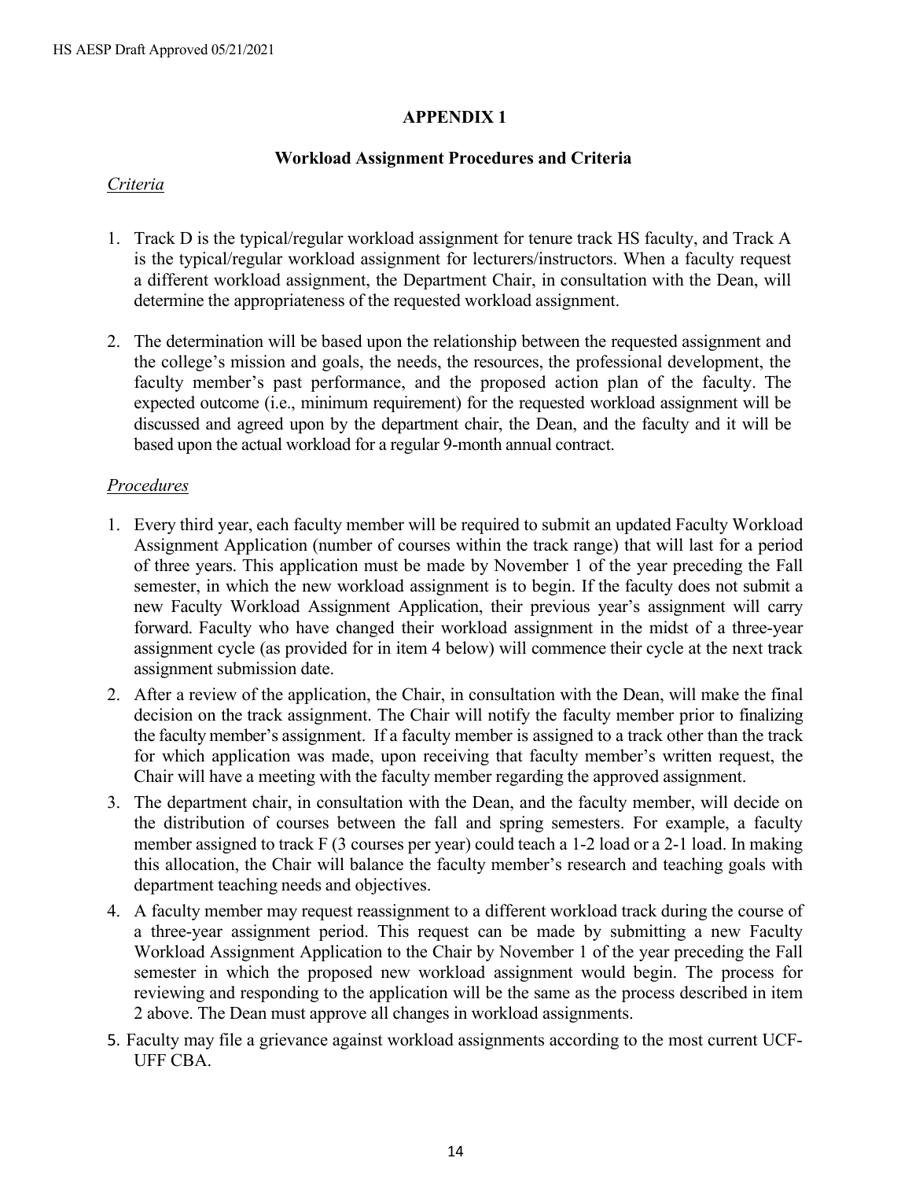## APPENDIX 1

### Workload Assignment Procedures and Criteria

*Criteria*

1. Track D is the typical/regular workload assignment for tenure track HS faculty, and Track A is the typical/regular workload assignment for lecturers/instructors. When a faculty request a different workload assignment, the Department Chair, in consultation with the Dean, will determine the appropriateness of the requested workload assignment.

2. The determination will be based upon the relationship between the requested assignment and the college's mission and goals, the needs, the resources, the professional development, the faculty member's past performance, and the proposed action plan of the faculty. The expected outcome (i.e., minimum requirement) for the requested workload assignment will be discussed and agreed upon by the department chair, the Dean, and the faculty and it will be based upon the actual workload for a regular 9-month annual contract.

*Procedures*

1. Every third year, each faculty member will be required to submit an updated Faculty Workload Assignment Application (number of courses within the track range) that will last for a period of three years. This application must be made by November 1 of the year preceding the Fall semester, in which the new workload assignment is to begin. If the faculty does not submit a new Faculty Workload Assignment Application, their previous year's assignment will carry forward. Faculty who have changed their workload assignment in the midst of a three-year assignment cycle (as provided for in item 4 below) will commence their cycle at the next track assignment submission date.
2. After a review of the application, the Chair, in consultation with the Dean, will make the final decision on the track assignment. The Chair will notify the faculty member prior to finalizing the faculty member's assignment. If a faculty member is assigned to a track other than the track for which application was made, upon receiving that faculty member's written request, the Chair will have a meeting with the faculty member regarding the approved assignment.
3. The department chair, in consultation with the Dean, and the faculty member, will decide on the distribution of courses between the fall and spring semesters. For example, a faculty member assigned to track F (3 courses per year) could teach a 1-2 load or a 2-1 load. In making this allocation, the Chair will balance the faculty member's research and teaching goals with department teaching needs and objectives.
4. A faculty member may request reassignment to a different workload track during the course of a three-year assignment period. This request can be made by submitting a new Faculty Workload Assignment Application to the Chair by November 1 of the year preceding the Fall semester in which the proposed new workload assignment would begin. The process for reviewing and responding to the application will be the same as the process described in item 2 above. The Dean must approve all changes in workload assignments.
5. Faculty may file a grievance against workload assignments according to the most current UCF-UFF CBA.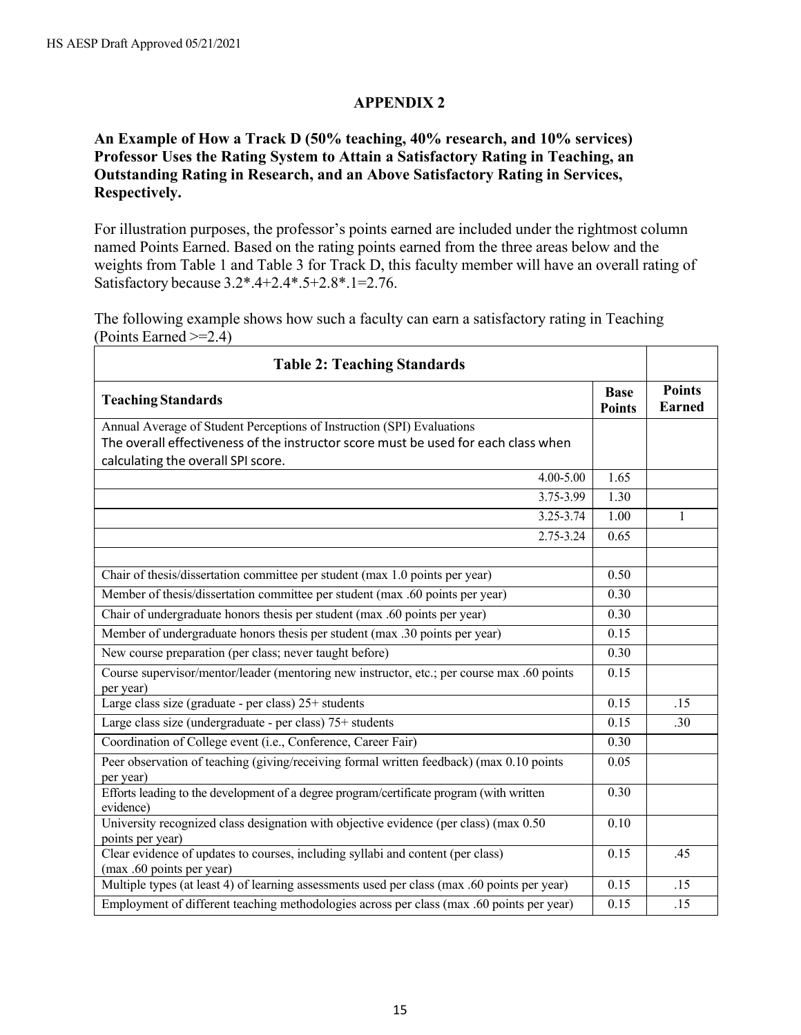## APPENDIX 2

**An Example of How a Track D (50% teaching, 40% research, and 10% services) Professor Uses the Rating System to Attain a Satisfactory Rating in Teaching, an Outstanding Rating in Research, and an Above Satisfactory Rating in Services, Respectively.**

For illustration purposes, the professor's points earned are included under the rightmost column named Points Earned. Based on the rating points earned from the three areas below and the weights from Table 1 and Table 3 for Track D, this faculty member will have an overall rating of Satisfactory because 3.2*.4+2.4*.5+2.8*.1=2.76.

The following example shows how such a faculty can earn a satisfactory rating in Teaching (Points Earned >=2.4)

| **Table 2: Teaching Standards** | | |
|---|---|---|
| **Teaching Standards** | **Base Points** | **Points Earned** |
| Annual Average of Student Perceptions of Instruction (SPI) Evaluations<br>The overall effectiveness of the instructor score must be used for each class when calculating the overall SPI score. | | |
| 4.00-5.00 | 1.65 | |
| 3.75-3.99 | 1.30 | |
| 3.25-3.74 | 1.00 | 1 |
| 2.75-3.24 | 0.65 | |
| | | |
| Chair of thesis/dissertation committee per student (max 1.0 points per year) | 0.50 | |
| Member of thesis/dissertation committee per student (max .60 points per year) | 0.30 | |
| Chair of undergraduate honors thesis per student (max .60 points per year) | 0.30 | |
| Member of undergraduate honors thesis per student (max .30 points per year) | 0.15 | |
| New course preparation (per class; never taught before) | 0.30 | |
| Course supervisor/mentor/leader (mentoring new instructor, etc.; per course max .60 points per year) | 0.15 | |
| Large class size (graduate - per class) 25+ students | 0.15 | .15 |
| Large class size (undergraduate - per class) 75+ students | 0.15 | .30 |
| Coordination of College event (i.e., Conference, Career Fair) | 0.30 | |
| Peer observation of teaching (giving/receiving formal written feedback) (max 0.10 points per year) | 0.05 | |
| Efforts leading to the development of a degree program/certificate program (with written evidence) | 0.30 | |
| University recognized class designation with objective evidence (per class) (max 0.50 points per year) | 0.10 | |
| Clear evidence of updates to courses, including syllabi and content (per class) (max .60 points per year) | 0.15 | .45 |
| Multiple types (at least 4) of learning assessments used per class (max .60 points per year) | 0.15 | .15 |
| Employment of different teaching methodologies across per class (max .60 points per year) | 0.15 | .15 |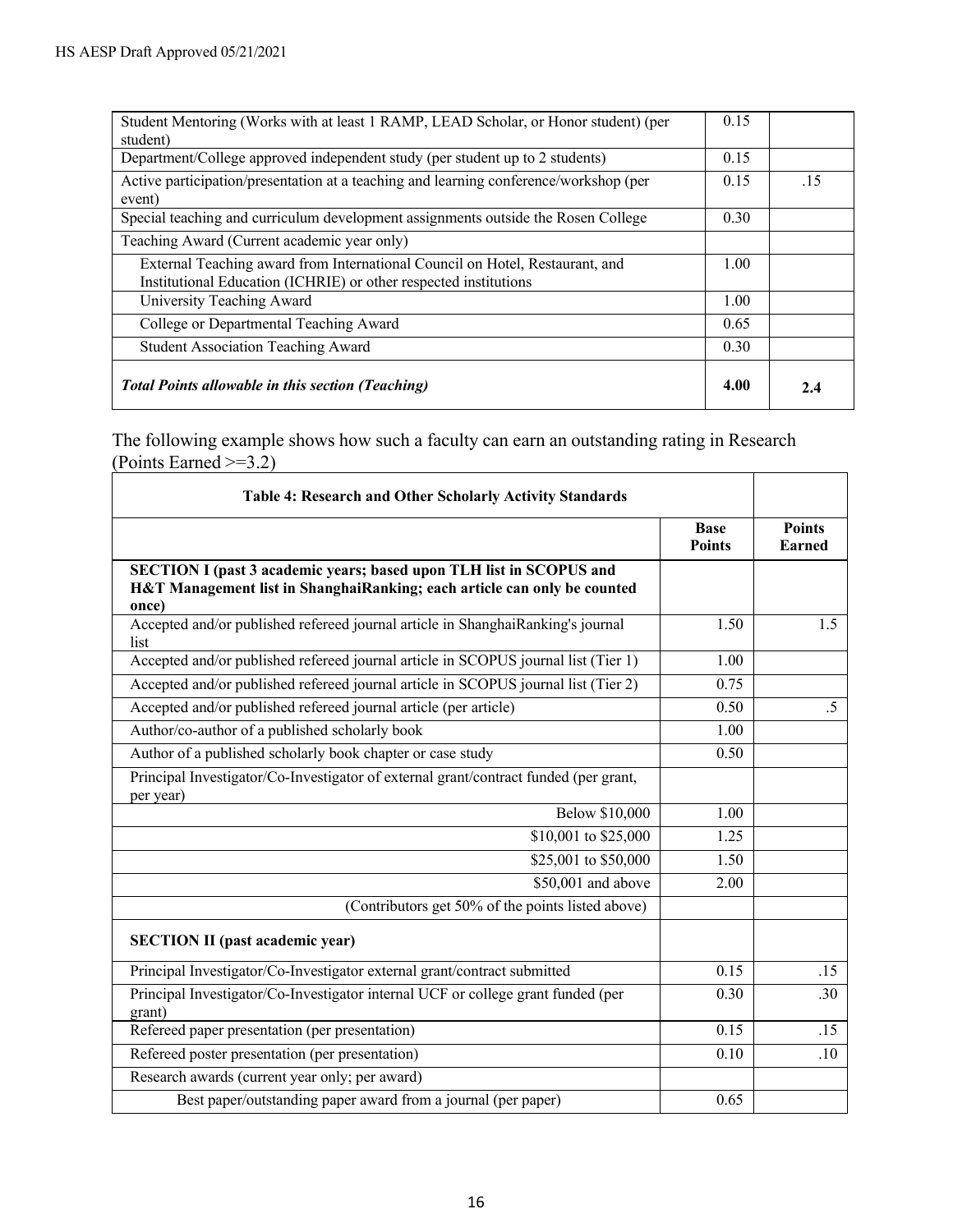| | | |
|---|---|---|
| Student Mentoring (Works with at least 1 RAMP, LEAD Scholar, or Honor student) (per student) | 0.15 | |
| Department/College approved independent study (per student up to 2 students) | 0.15 | |
| Active participation/presentation at a teaching and learning conference/workshop (per event) | 0.15 | .15 |
| Special teaching and curriculum development assignments outside the Rosen College | 0.30 | |
| Teaching Award (Current academic year only) | | |
| External Teaching award from International Council on Hotel, Restaurant, and Institutional Education (ICHRIE) or other respected institutions | 1.00 | |
| University Teaching Award | 1.00 | |
| College or Departmental Teaching Award | 0.65 | |
| Student Association Teaching Award | 0.30 | |
| ***Total Points allowable in this section (Teaching)*** | **4.00** | **2.4** |

The following example shows how such a faculty can earn an outstanding rating in Research (Points Earned >=3.2)

| **Table 4: Research and Other Scholarly Activity Standards** | | |
|---|---|---|
| | **Base Points** | **Points Earned** |
| **SECTION I (past 3 academic years; based upon TLH list in SCOPUS and H&T Management list in ShanghaiRanking; each article can only be counted once)** | | |
| Accepted and/or published refereed journal article in ShanghaiRanking's journal list | 1.50 | 1.5 |
| Accepted and/or published refereed journal article in SCOPUS journal list (Tier 1) | 1.00 | |
| Accepted and/or published refereed journal article in SCOPUS journal list (Tier 2) | 0.75 | |
| Accepted and/or published refereed journal article (per article) | 0.50 | .5 |
| Author/co-author of a published scholarly book | 1.00 | |
| Author of a published scholarly book chapter or case study | 0.50 | |
| Principal Investigator/Co-Investigator of external grant/contract funded (per grant, per year) | | |
| Below $10,000 | 1.00 | |
| $10,001 to $25,000 | 1.25 | |
| $25,001 to $50,000 | 1.50 | |
| $50,001 and above | 2.00 | |
| (Contributors get 50% of the points listed above) | | |
| **SECTION II (past academic year)** | | |
| Principal Investigator/Co-Investigator external grant/contract submitted | 0.15 | .15 |
| Principal Investigator/Co-Investigator internal UCF or college grant funded (per grant) | 0.30 | .30 |
| Refereed paper presentation (per presentation) | 0.15 | .15 |
| Refereed poster presentation (per presentation) | 0.10 | .10 |
| Research awards (current year only; per award) | | |
| Best paper/outstanding paper award from a journal (per paper) | 0.65 | |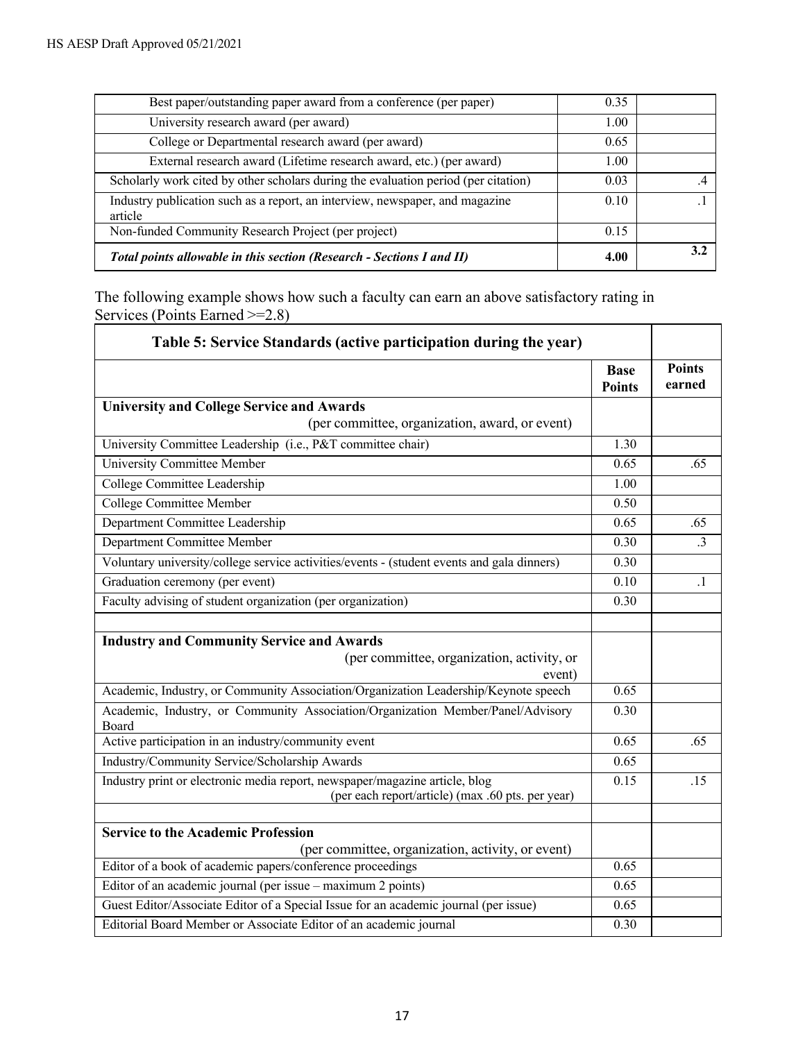| | | |
|---|---|---|
| Best paper/outstanding paper award from a conference (per paper) | 0.35 | |
| University research award (per award) | 1.00 | |
| College or Departmental research award (per award) | 0.65 | |
| External research award (Lifetime research award, etc.) (per award) | 1.00 | |
| Scholarly work cited by other scholars during the evaluation period (per citation) | 0.03 | .4 |
| Industry publication such as a report, an interview, newspaper, and magazine article | 0.10 | .1 |
| Non-funded Community Research Project (per project) | 0.15 | |
| ***Total points allowable in this section (Research - Sections I and II)*** | **4.00** | **3.2** |

The following example shows how such a faculty can earn an above satisfactory rating in Services (Points Earned >=2.8)

| **Table 5: Service Standards (active participation during the year)** | | |
|---|---|---|
| | **Base Points** | **Points earned** |
| **University and College Service and Awards** (per committee, organization, award, or event) | | |
| University Committee Leadership (i.e., P&T committee chair) | 1.30 | |
| University Committee Member | 0.65 | .65 |
| College Committee Leadership | 1.00 | |
| College Committee Member | 0.50 | |
| Department Committee Leadership | 0.65 | .65 |
| Department Committee Member | 0.30 | .3 |
| Voluntary university/college service activities/events - (student events and gala dinners) | 0.30 | |
| Graduation ceremony (per event) | 0.10 | .1 |
| Faculty advising of student organization (per organization) | 0.30 | |
| | | |
| **Industry and Community Service and Awards** (per committee, organization, activity, or event) | | |
| Academic, Industry, or Community Association/Organization Leadership/Keynote speech | 0.65 | |
| Academic, Industry, or Community Association/Organization Member/Panel/Advisory Board | 0.30 | |
| Active participation in an industry/community event | 0.65 | .65 |
| Industry/Community Service/Scholarship Awards | 0.65 | |
| Industry print or electronic media report, newspaper/magazine article, blog (per each report/article) (max .60 pts. per year) | 0.15 | .15 |
| | | |
| **Service to the Academic Profession** (per committee, organization, activity, or event) | | |
| Editor of a book of academic papers/conference proceedings | 0.65 | |
| Editor of an academic journal (per issue – maximum 2 points) | 0.65 | |
| Guest Editor/Associate Editor of a Special Issue for an academic journal (per issue) | 0.65 | |
| Editorial Board Member or Associate Editor of an academic journal | 0.30 | |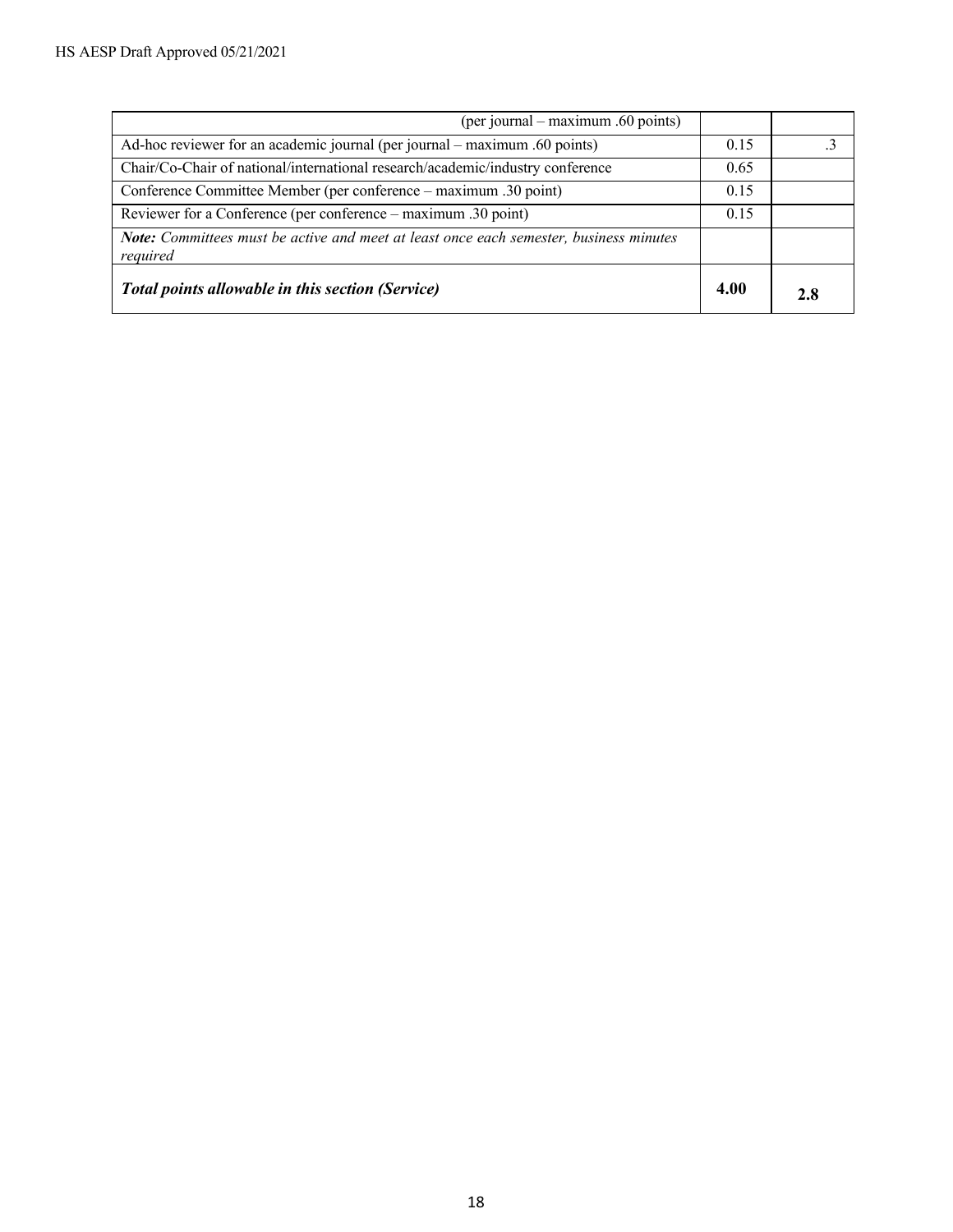| | | |
|---|---|---|
| (per journal – maximum .60 points) | | |
| Ad-hoc reviewer for an academic journal (per journal – maximum .60 points) | 0.15 | .3 |
| Chair/Co-Chair of national/international research/academic/industry conference | 0.65 | |
| Conference Committee Member (per conference – maximum .30 point) | 0.15 | |
| Reviewer for a Conference (per conference – maximum .30 point) | 0.15 | |
| ***Note:*** *Committees must be active and meet at least once each semester, business minutes required* | | |
| ***Total points allowable in this section (Service)*** | **4.00** | **2.8** |